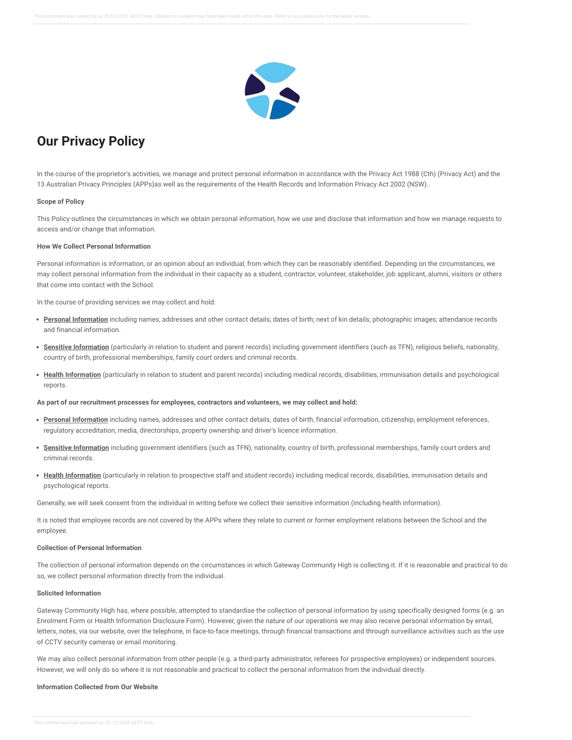# Our Privacy Policy

In the course of the proprietor's activities, we manage and protect personal information in accordance with the Privacy Act 1988 (Cth) (Privacy Act) and the 13 Australian Privacy Principles (APPs)as well as the requirements of the Health Records and Information Privacy Act 2002 (NSW)..

**Scope of Policy**

This Policy outlines the circumstances in which we obtain personal information, how we use and disclose that information and how we manage requests to access and/or change that information.

**How We Collect Personal Information**

Personal information is information, or an opinion about an individual, from which they can be reasonably identified. Depending on the circumstances, we may collect personal information from the individual in their capacity as a student, contractor, volunteer, stakeholder, job applicant, alumni, visitors or others that come into contact with the School.

In the course of providing services we may collect and hold:

- **Personal Information** including names, addresses and other contact details; dates of birth; next of kin details; photographic images; attendance records and financial information.
- **Sensitive Information** (particularly in relation to student and parent records) including government identifiers (such as TFN), religious beliefs, nationality, country of birth, professional memberships, family court orders and criminal records.
- **Health Information** (particularly in relation to student and parent records) including medical records, disabilities, immunisation details and psychological reports.

**As part of our recruitment processes for employees, contractors and volunteers, we may collect and hold:**

- **Personal Information** including names, addresses and other contact details, dates of birth, financial information, citizenship, employment references, regulatory accreditation, media, directorships, property ownership and driver's licence information.
- **Sensitive Information** including government identifiers (such as TFN), nationality, country of birth, professional memberships, family court orders and criminal records.
- **Health Information** (particularly in relation to prospective staff and student records) including medical records, disabilities, immunisation details and psychological reports.

Generally, we will seek consent from the individual in writing before we collect their sensitive information (including health information).

It is noted that employee records are not covered by the APPs where they relate to current or former employment relations between the School and the employee.

**Collection of Personal Information**

The collection of personal information depends on the circumstances in which Gateway Community High is collecting it. If it is reasonable and practical to do so, we collect personal information directly from the individual.

**Solicited Information**

Gateway Community High has, where possible, attempted to standardise the collection of personal information by using specifically designed forms (e.g. an Enrolment Form or Health Information Disclosure Form). However, given the nature of our operations we may also receive personal information by email, letters, notes, via our website, over the telephone, in face-to-face meetings, through financial transactions and through surveillance activities such as the use of CCTV security cameras or email monitoring.

We may also collect personal information from other people (e.g. a third-party administrator, referees for prospective employees) or independent sources. However, we will only do so where it is not reasonable and practical to collect the personal information from the individual directly.

**Information Collected from Our Website**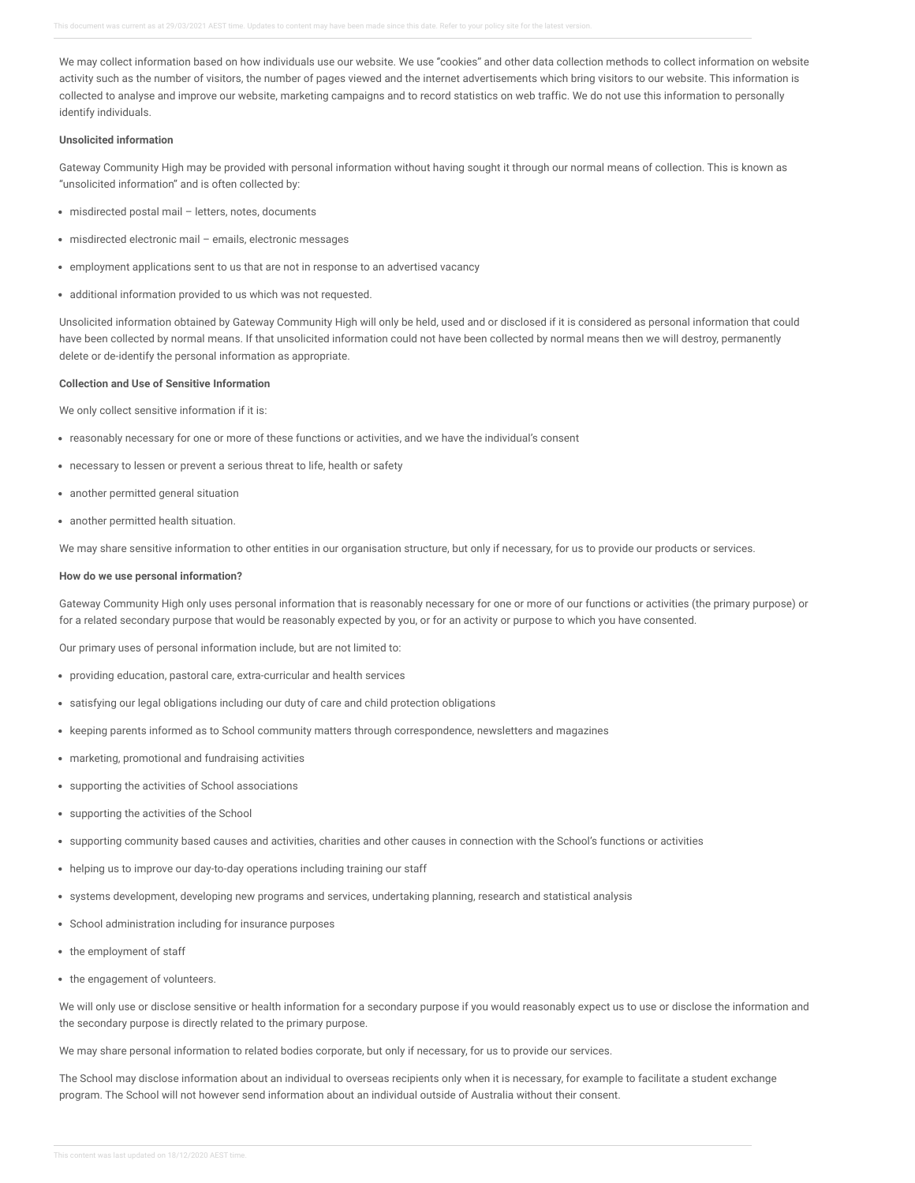We may collect information based on how individuals use our website. We use "cookies" and other data collection methods to collect information on website activity such as the number of visitors, the number of pages viewed and the internet advertisements which bring visitors to our website. This information is collected to analyse and improve our website, marketing campaigns and to record statistics on web traffic. We do not use this information to personally identify individuals.

**Unsolicited information**

Gateway Community High may be provided with personal information without having sought it through our normal means of collection. This is known as "unsolicited information" and is often collected by:

- misdirected postal mail – letters, notes, documents
- misdirected electronic mail – emails, electronic messages
- employment applications sent to us that are not in response to an advertised vacancy
- additional information provided to us which was not requested.

Unsolicited information obtained by Gateway Community High will only be held, used and or disclosed if it is considered as personal information that could have been collected by normal means. If that unsolicited information could not have been collected by normal means then we will destroy, permanently delete or de-identify the personal information as appropriate.

**Collection and Use of Sensitive Information**

We only collect sensitive information if it is:

- reasonably necessary for one or more of these functions or activities, and we have the individual's consent
- necessary to lessen or prevent a serious threat to life, health or safety
- another permitted general situation
- another permitted health situation.

We may share sensitive information to other entities in our organisation structure, but only if necessary, for us to provide our products or services.

**How do we use personal information?**

Gateway Community High only uses personal information that is reasonably necessary for one or more of our functions or activities (the primary purpose) or for a related secondary purpose that would be reasonably expected by you, or for an activity or purpose to which you have consented.

Our primary uses of personal information include, but are not limited to:

- providing education, pastoral care, extra-curricular and health services
- satisfying our legal obligations including our duty of care and child protection obligations
- keeping parents informed as to School community matters through correspondence, newsletters and magazines
- marketing, promotional and fundraising activities
- supporting the activities of School associations
- supporting the activities of the School
- supporting community based causes and activities, charities and other causes in connection with the School's functions or activities
- helping us to improve our day-to-day operations including training our staff
- systems development, developing new programs and services, undertaking planning, research and statistical analysis
- School administration including for insurance purposes
- the employment of staff
- the engagement of volunteers.

We will only use or disclose sensitive or health information for a secondary purpose if you would reasonably expect us to use or disclose the information and the secondary purpose is directly related to the primary purpose.

We may share personal information to related bodies corporate, but only if necessary, for us to provide our services.

The School may disclose information about an individual to overseas recipients only when it is necessary, for example to facilitate a student exchange program. The School will not however send information about an individual outside of Australia without their consent.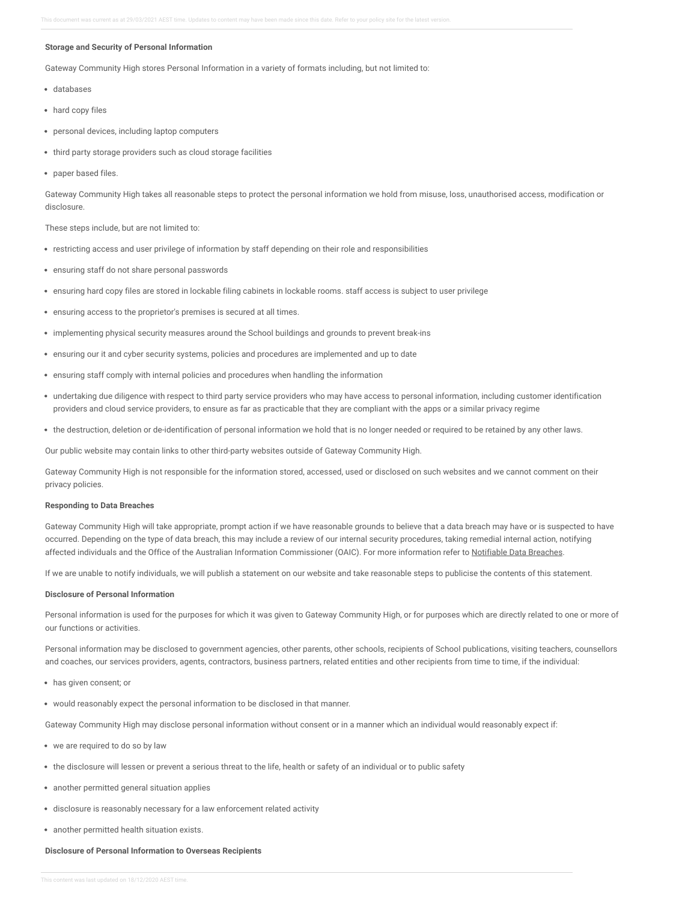**Storage and Security of Personal Information**

Gateway Community High stores Personal Information in a variety of formats including, but not limited to:

- databases
- hard copy files
- personal devices, including laptop computers
- third party storage providers such as cloud storage facilities
- paper based files.

Gateway Community High takes all reasonable steps to protect the personal information we hold from misuse, loss, unauthorised access, modification or disclosure.

These steps include, but are not limited to:

- restricting access and user privilege of information by staff depending on their role and responsibilities
- ensuring staff do not share personal passwords
- ensuring hard copy files are stored in lockable filing cabinets in lockable rooms. staff access is subject to user privilege
- ensuring access to the proprietor's premises is secured at all times.
- implementing physical security measures around the School buildings and grounds to prevent break-ins
- ensuring our it and cyber security systems, policies and procedures are implemented and up to date
- ensuring staff comply with internal policies and procedures when handling the information
- undertaking due diligence with respect to third party service providers who may have access to personal information, including customer identification providers and cloud service providers, to ensure as far as practicable that they are compliant with the apps or a similar privacy regime
- the destruction, deletion or de-identification of personal information we hold that is no longer needed or required to be retained by any other laws.

Our public website may contain links to other third-party websites outside of Gateway Community High.

Gateway Community High is not responsible for the information stored, accessed, used or disclosed on such websites and we cannot comment on their privacy policies.

**Responding to Data Breaches**

Gateway Community High will take appropriate, prompt action if we have reasonable grounds to believe that a data breach may have or is suspected to have occurred. Depending on the type of data breach, this may include a review of our internal security procedures, taking remedial internal action, notifying affected individuals and the Office of the Australian Information Commissioner (OAIC). For more information refer to Notifiable Data Breaches.

If we are unable to notify individuals, we will publish a statement on our website and take reasonable steps to publicise the contents of this statement.

**Disclosure of Personal Information**

Personal information is used for the purposes for which it was given to Gateway Community High, or for purposes which are directly related to one or more of our functions or activities.

Personal information may be disclosed to government agencies, other parents, other schools, recipients of School publications, visiting teachers, counsellors and coaches, our services providers, agents, contractors, business partners, related entities and other recipients from time to time, if the individual:

- has given consent; or
- would reasonably expect the personal information to be disclosed in that manner.

Gateway Community High may disclose personal information without consent or in a manner which an individual would reasonably expect if:

- we are required to do so by law
- the disclosure will lessen or prevent a serious threat to the life, health or safety of an individual or to public safety
- another permitted general situation applies
- disclosure is reasonably necessary for a law enforcement related activity
- another permitted health situation exists.

**Disclosure of Personal Information to Overseas Recipients**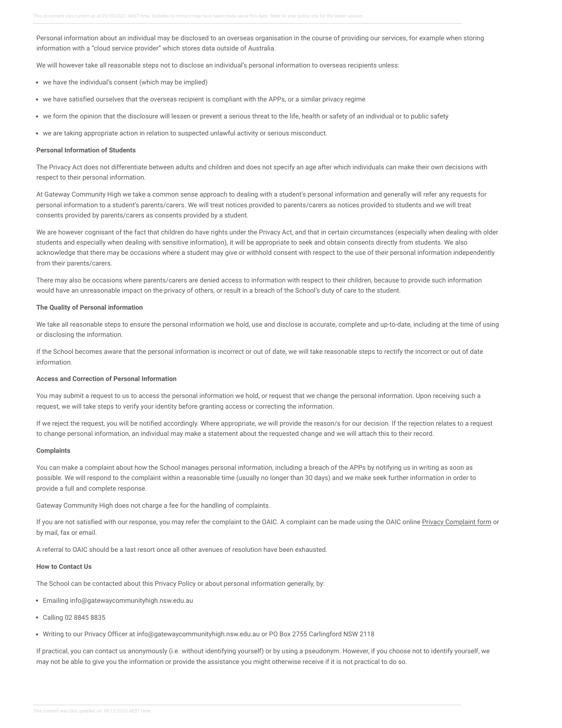Personal information about an individual may be disclosed to an overseas organisation in the course of providing our services, for example when storing information with a "cloud service provider" which stores data outside of Australia.

We will however take all reasonable steps not to disclose an individual's personal information to overseas recipients unless:

- we have the individual's consent (which may be implied)
- we have satisfied ourselves that the overseas recipient is compliant with the APPs, or a similar privacy regime
- we form the opinion that the disclosure will lessen or prevent a serious threat to the life, health or safety of an individual or to public safety
- we are taking appropriate action in relation to suspected unlawful activity or serious misconduct.

**Personal Information of Students**

The Privacy Act does not differentiate between adults and children and does not specify an age after which individuals can make their own decisions with respect to their personal information.

At Gateway Community High we take a common sense approach to dealing with a student's personal information and generally will refer any requests for personal information to a student's parents/carers. We will treat notices provided to parents/carers as notices provided to students and we will treat consents provided by parents/carers as consents provided by a student.

We are however cognisant of the fact that children do have rights under the Privacy Act, and that in certain circumstances (especially when dealing with older students and especially when dealing with sensitive information), it will be appropriate to seek and obtain consents directly from students. We also acknowledge that there may be occasions where a student may give or withhold consent with respect to the use of their personal information independently from their parents/carers.

There may also be occasions where parents/carers are denied access to information with respect to their children, because to provide such information would have an unreasonable impact on the privacy of others, or result in a breach of the School's duty of care to the student.

**The Quality of Personal information**

We take all reasonable steps to ensure the personal information we hold, use and disclose is accurate, complete and up-to-date, including at the time of using or disclosing the information.

If the School becomes aware that the personal information is incorrect or out of date, we will take reasonable steps to rectify the incorrect or out of date information.

**Access and Correction of Personal Information**

You may submit a request to us to access the personal information we hold, or request that we change the personal information. Upon receiving such a request, we will take steps to verify your identity before granting access or correcting the information.

If we reject the request, you will be notified accordingly. Where appropriate, we will provide the reason/s for our decision. If the rejection relates to a request to change personal information, an individual may make a statement about the requested change and we will attach this to their record.

**Complaints**

You can make a complaint about how the School manages personal information, including a breach of the APPs by notifying us in writing as soon as possible. We will respond to the complaint within a reasonable time (usually no longer than 30 days) and we make seek further information in order to provide a full and complete response.

Gateway Community High does not charge a fee for the handling of complaints.

If you are not satisfied with our response, you may refer the complaint to the OAIC. A complaint can be made using the OAIC online Privacy Complaint form or by mail, fax or email.

A referral to OAIC should be a last resort once all other avenues of resolution have been exhausted.

**How to Contact Us**

The School can be contacted about this Privacy Policy or about personal information generally, by:

- Emailing info@gatewaycommunityhigh.nsw.edu.au
- Calling 02 8845 8835
- Writing to our Privacy Officer at info@gatewaycommunityhigh.nsw.edu.au or PO Box 2755 Carlingford NSW 2118

If practical, you can contact us anonymously (i.e. without identifying yourself) or by using a pseudonym. However, if you choose not to identify yourself, we may not be able to give you the information or provide the assistance you might otherwise receive if it is not practical to do so.